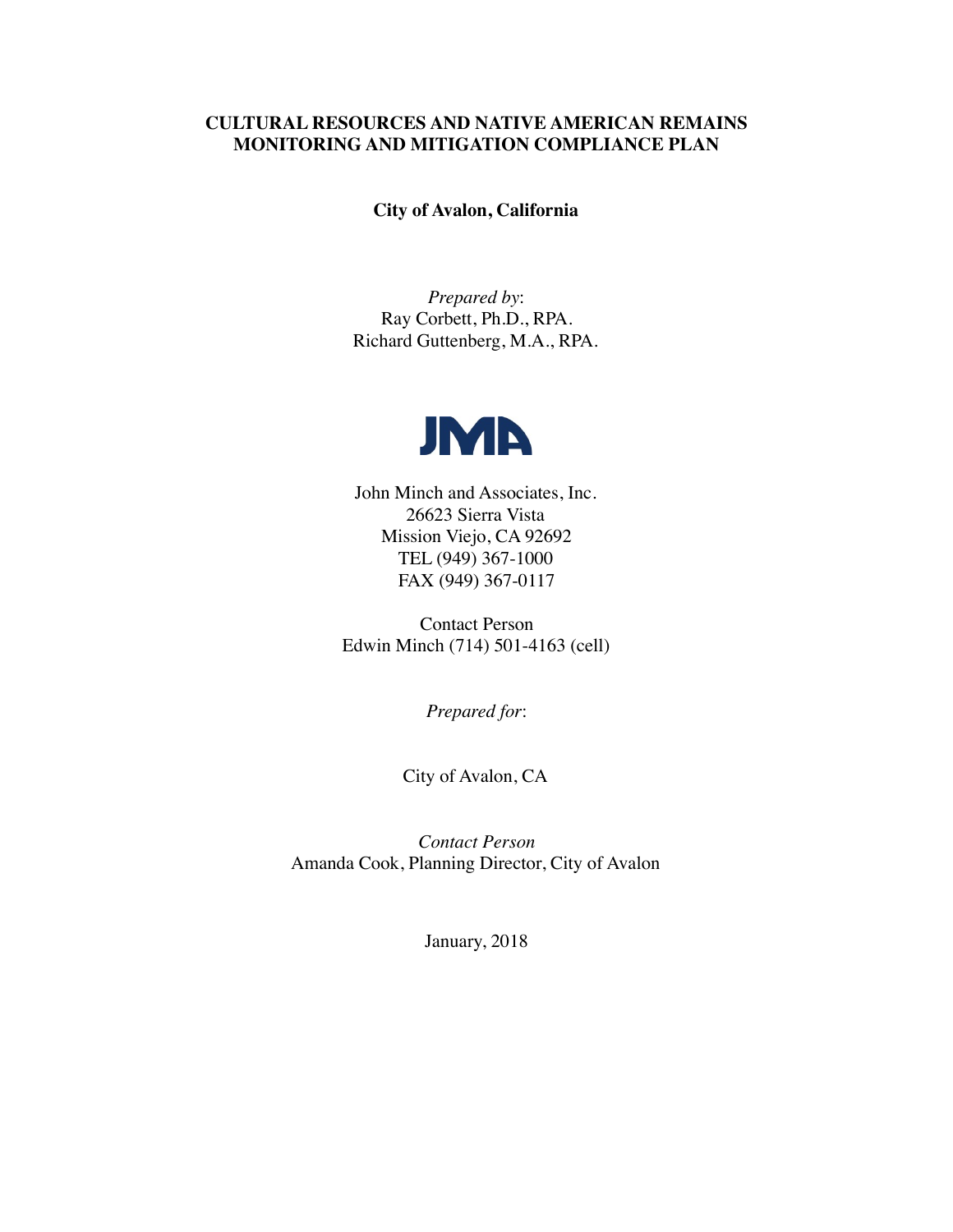# CULTURAL RESOURCES AND NATIVE AMERICAN REMAINS MONITORING AND MITIGATION COMPLIANCE PLAN

**City of Avalon, California**

*Prepared by*:
Ray Corbett, Ph.D., RPA.
Richard Guttenberg, M.A., RPA.

JMA

John Minch and Associates, Inc.
26623 Sierra Vista
Mission Viejo, CA 92692
TEL (949) 367-1000
FAX (949) 367-0117

Contact Person
Edwin Minch (714) 501-4163 (cell)

*Prepared for*:

City of Avalon, CA

*Contact Person*
Amanda Cook, Planning Director, City of Avalon

January, 2018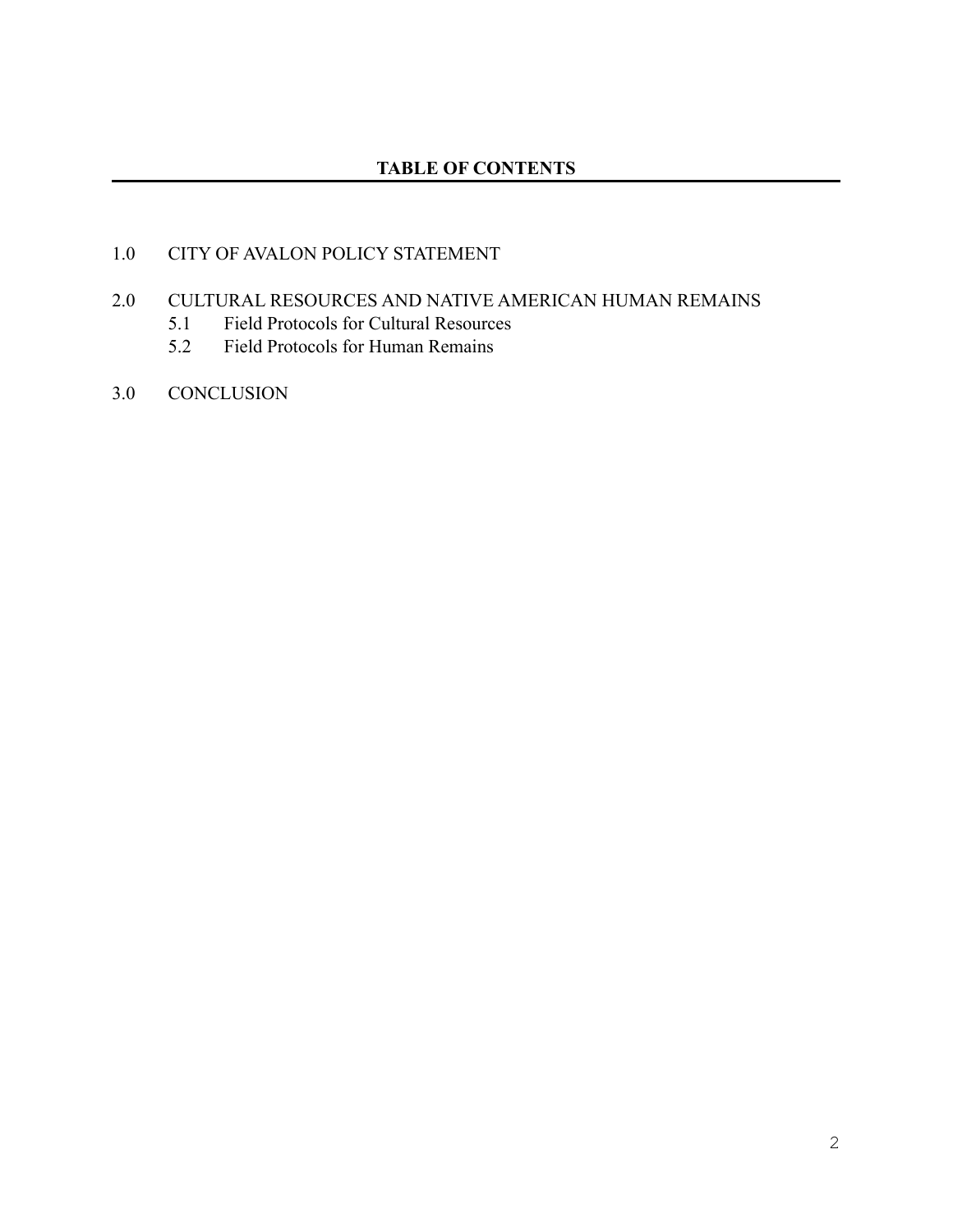## TABLE OF CONTENTS

1.0 CITY OF AVALON POLICY STATEMENT

2.0 CULTURAL RESOURCES AND NATIVE AMERICAN HUMAN REMAINS
   - 5.1 Field Protocols for Cultural Resources
   - 5.2 Field Protocols for Human Remains

3.0 CONCLUSION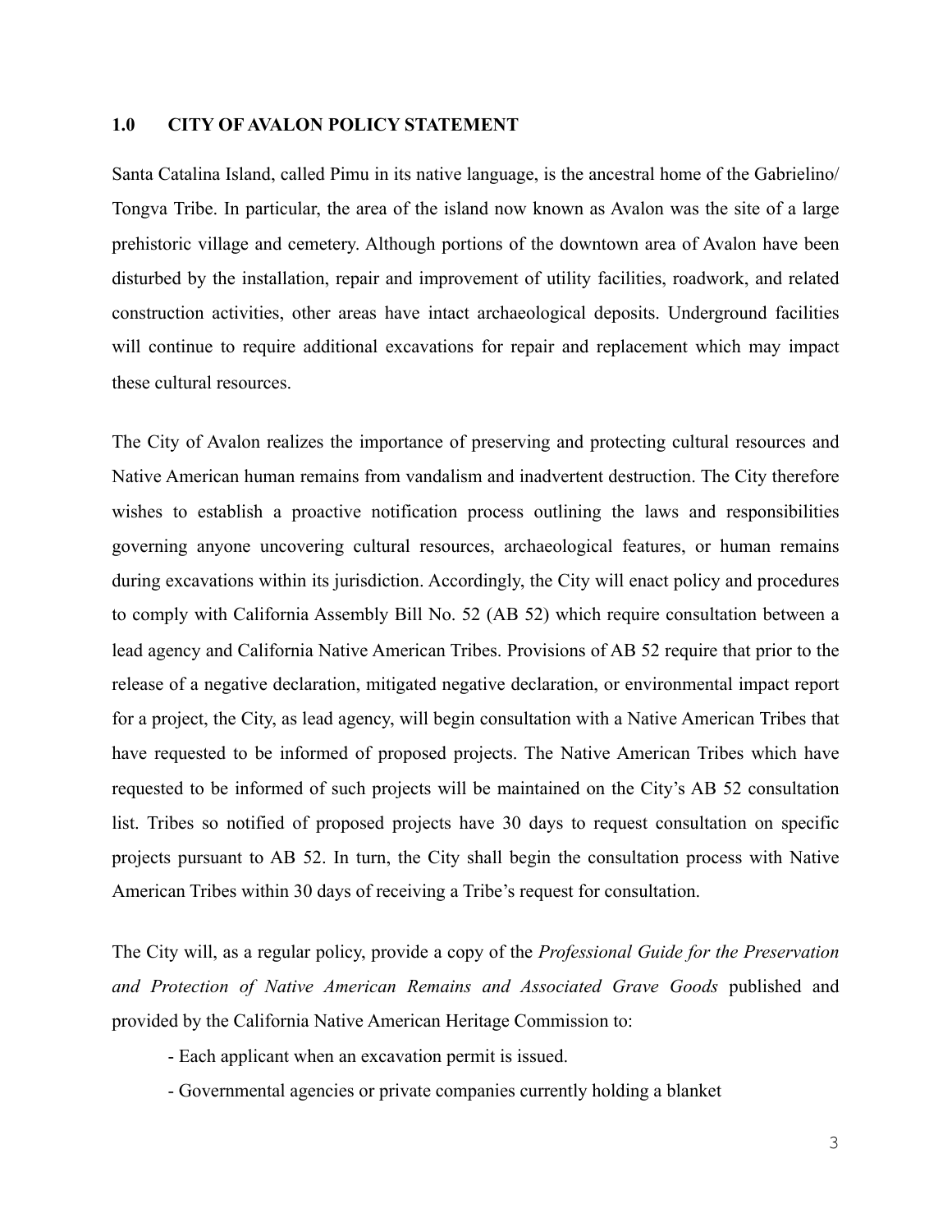## 1.0 CITY OF AVALON POLICY STATEMENT

Santa Catalina Island, called Pimu in its native language, is the ancestral home of the Gabrielino/ Tongva Tribe. In particular, the area of the island now known as Avalon was the site of a large prehistoric village and cemetery. Although portions of the downtown area of Avalon have been disturbed by the installation, repair and improvement of utility facilities, roadwork, and related construction activities, other areas have intact archaeological deposits. Underground facilities will continue to require additional excavations for repair and replacement which may impact these cultural resources.

The City of Avalon realizes the importance of preserving and protecting cultural resources and Native American human remains from vandalism and inadvertent destruction. The City therefore wishes to establish a proactive notification process outlining the laws and responsibilities governing anyone uncovering cultural resources, archaeological features, or human remains during excavations within its jurisdiction. Accordingly, the City will enact policy and procedures to comply with California Assembly Bill No. 52 (AB 52) which require consultation between a lead agency and California Native American Tribes. Provisions of AB 52 require that prior to the release of a negative declaration, mitigated negative declaration, or environmental impact report for a project, the City, as lead agency, will begin consultation with a Native American Tribes that have requested to be informed of proposed projects. The Native American Tribes which have requested to be informed of such projects will be maintained on the City's AB 52 consultation list. Tribes so notified of proposed projects have 30 days to request consultation on specific projects pursuant to AB 52. In turn, the City shall begin the consultation process with Native American Tribes within 30 days of receiving a Tribe's request for consultation.

The City will, as a regular policy, provide a copy of the *Professional Guide for the Preservation and Protection of Native American Remains and Associated Grave Goods* published and provided by the California Native American Heritage Commission to:

- Each applicant when an excavation permit is issued.
- Governmental agencies or private companies currently holding a blanket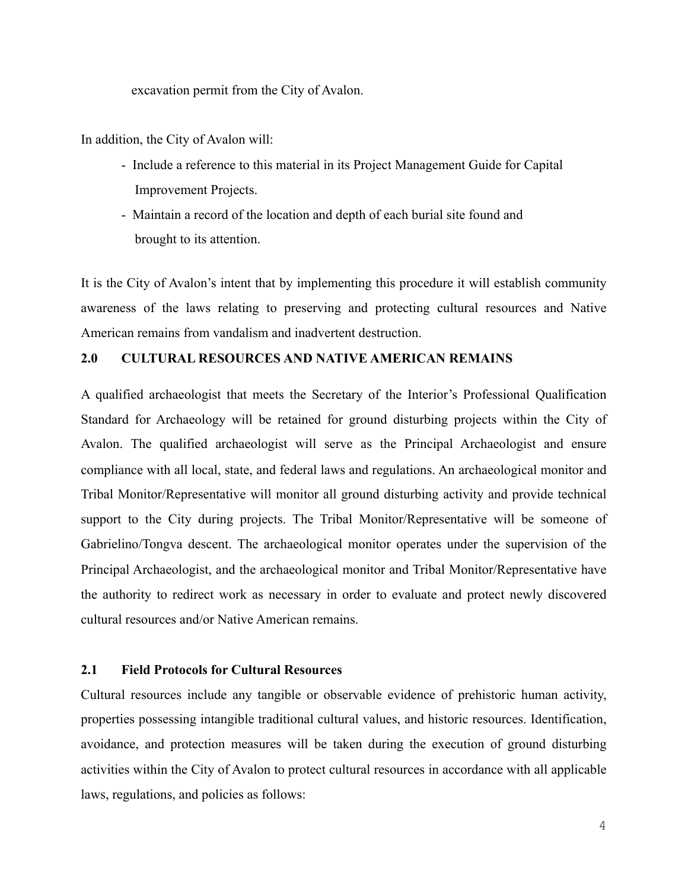excavation permit from the City of Avalon.

In addition, the City of Avalon will:

- Include a reference to this material in its Project Management Guide for Capital Improvement Projects.
- Maintain a record of the location and depth of each burial site found and brought to its attention.

It is the City of Avalon's intent that by implementing this procedure it will establish community awareness of the laws relating to preserving and protecting cultural resources and Native American remains from vandalism and inadvertent destruction.

## 2.0 CULTURAL RESOURCES AND NATIVE AMERICAN REMAINS

A qualified archaeologist that meets the Secretary of the Interior's Professional Qualification Standard for Archaeology will be retained for ground disturbing projects within the City of Avalon. The qualified archaeologist will serve as the Principal Archaeologist and ensure compliance with all local, state, and federal laws and regulations. An archaeological monitor and Tribal Monitor/Representative will monitor all ground disturbing activity and provide technical support to the City during projects. The Tribal Monitor/Representative will be someone of Gabrielino/Tongva descent. The archaeological monitor operates under the supervision of the Principal Archaeologist, and the archaeological monitor and Tribal Monitor/Representative have the authority to redirect work as necessary in order to evaluate and protect newly discovered cultural resources and/or Native American remains.

### 2.1 Field Protocols for Cultural Resources

Cultural resources include any tangible or observable evidence of prehistoric human activity, properties possessing intangible traditional cultural values, and historic resources. Identification, avoidance, and protection measures will be taken during the execution of ground disturbing activities within the City of Avalon to protect cultural resources in accordance with all applicable laws, regulations, and policies as follows: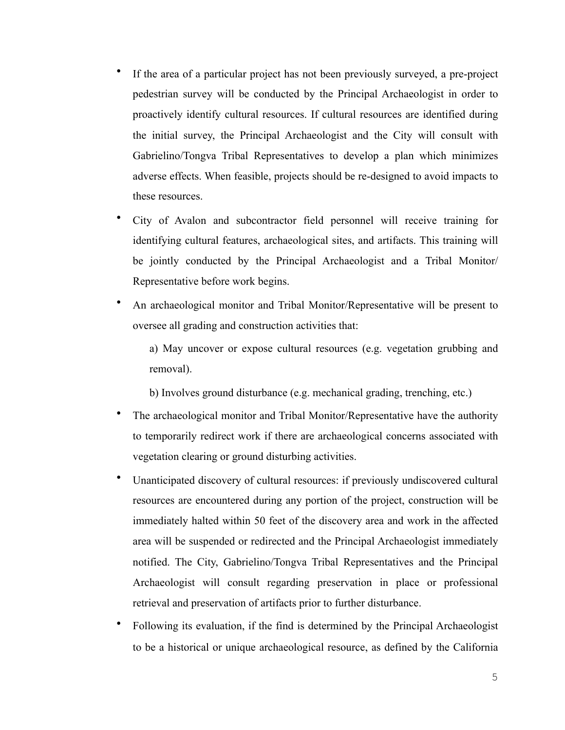- If the area of a particular project has not been previously surveyed, a pre-project pedestrian survey will be conducted by the Principal Archaeologist in order to proactively identify cultural resources. If cultural resources are identified during the initial survey, the Principal Archaeologist and the City will consult with Gabrielino/Tongva Tribal Representatives to develop a plan which minimizes adverse effects. When feasible, projects should be re-designed to avoid impacts to these resources.
- City of Avalon and subcontractor field personnel will receive training for identifying cultural features, archaeological sites, and artifacts. This training will be jointly conducted by the Principal Archaeologist and a Tribal Monitor/ Representative before work begins.
- An archaeological monitor and Tribal Monitor/Representative will be present to oversee all grading and construction activities that:

  a) May uncover or expose cultural resources (e.g. vegetation grubbing and removal).

  b) Involves ground disturbance (e.g. mechanical grading, trenching, etc.)
- The archaeological monitor and Tribal Monitor/Representative have the authority to temporarily redirect work if there are archaeological concerns associated with vegetation clearing or ground disturbing activities.
- Unanticipated discovery of cultural resources: if previously undiscovered cultural resources are encountered during any portion of the project, construction will be immediately halted within 50 feet of the discovery area and work in the affected area will be suspended or redirected and the Principal Archaeologist immediately notified. The City, Gabrielino/Tongva Tribal Representatives and the Principal Archaeologist will consult regarding preservation in place or professional retrieval and preservation of artifacts prior to further disturbance.
- Following its evaluation, if the find is determined by the Principal Archaeologist to be a historical or unique archaeological resource, as defined by the California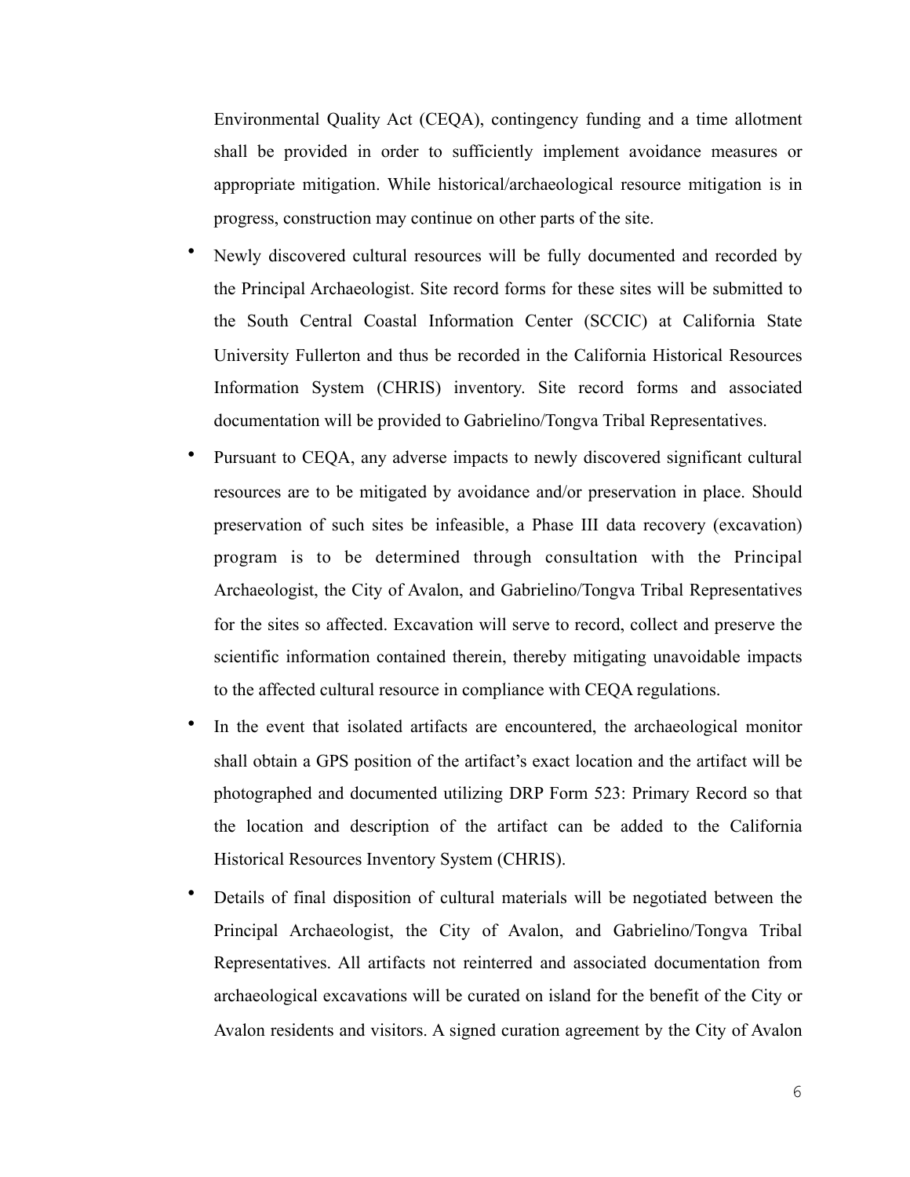Environmental Quality Act (CEQA), contingency funding and a time allotment shall be provided in order to sufficiently implement avoidance measures or appropriate mitigation. While historical/archaeological resource mitigation is in progress, construction may continue on other parts of the site.

- Newly discovered cultural resources will be fully documented and recorded by the Principal Archaeologist. Site record forms for these sites will be submitted to the South Central Coastal Information Center (SCCIC) at California State University Fullerton and thus be recorded in the California Historical Resources Information System (CHRIS) inventory. Site record forms and associated documentation will be provided to Gabrielino/Tongva Tribal Representatives.
- Pursuant to CEQA, any adverse impacts to newly discovered significant cultural resources are to be mitigated by avoidance and/or preservation in place. Should preservation of such sites be infeasible, a Phase III data recovery (excavation) program is to be determined through consultation with the Principal Archaeologist, the City of Avalon, and Gabrielino/Tongva Tribal Representatives for the sites so affected. Excavation will serve to record, collect and preserve the scientific information contained therein, thereby mitigating unavoidable impacts to the affected cultural resource in compliance with CEQA regulations.
- In the event that isolated artifacts are encountered, the archaeological monitor shall obtain a GPS position of the artifact's exact location and the artifact will be photographed and documented utilizing DRP Form 523: Primary Record so that the location and description of the artifact can be added to the California Historical Resources Inventory System (CHRIS).
- Details of final disposition of cultural materials will be negotiated between the Principal Archaeologist, the City of Avalon, and Gabrielino/Tongva Tribal Representatives. All artifacts not reinterred and associated documentation from archaeological excavations will be curated on island for the benefit of the City or Avalon residents and visitors. A signed curation agreement by the City of Avalon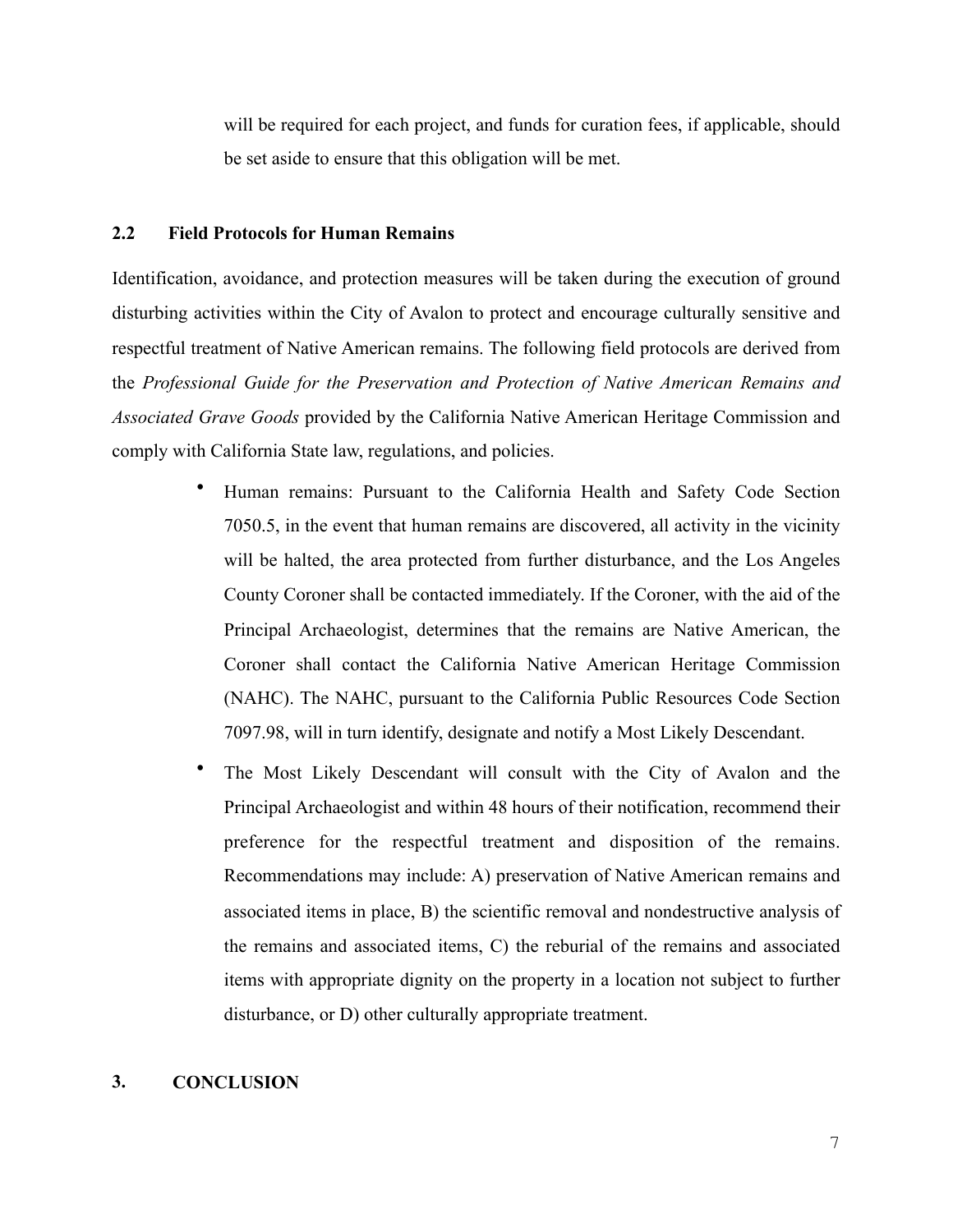will be required for each project, and funds for curation fees, if applicable, should be set aside to ensure that this obligation will be met.

### 2.2 Field Protocols for Human Remains

Identification, avoidance, and protection measures will be taken during the execution of ground disturbing activities within the City of Avalon to protect and encourage culturally sensitive and respectful treatment of Native American remains. The following field protocols are derived from the *Professional Guide for the Preservation and Protection of Native American Remains and Associated Grave Goods* provided by the California Native American Heritage Commission and comply with California State law, regulations, and policies.

- Human remains: Pursuant to the California Health and Safety Code Section 7050.5, in the event that human remains are discovered, all activity in the vicinity will be halted, the area protected from further disturbance, and the Los Angeles County Coroner shall be contacted immediately. If the Coroner, with the aid of the Principal Archaeologist, determines that the remains are Native American, the Coroner shall contact the California Native American Heritage Commission (NAHC). The NAHC, pursuant to the California Public Resources Code Section 7097.98, will in turn identify, designate and notify a Most Likely Descendant.
- The Most Likely Descendant will consult with the City of Avalon and the Principal Archaeologist and within 48 hours of their notification, recommend their preference for the respectful treatment and disposition of the remains. Recommendations may include: A) preservation of Native American remains and associated items in place, B) the scientific removal and nondestructive analysis of the remains and associated items, C) the reburial of the remains and associated items with appropriate dignity on the property in a location not subject to further disturbance, or D) other culturally appropriate treatment.

## 3. CONCLUSION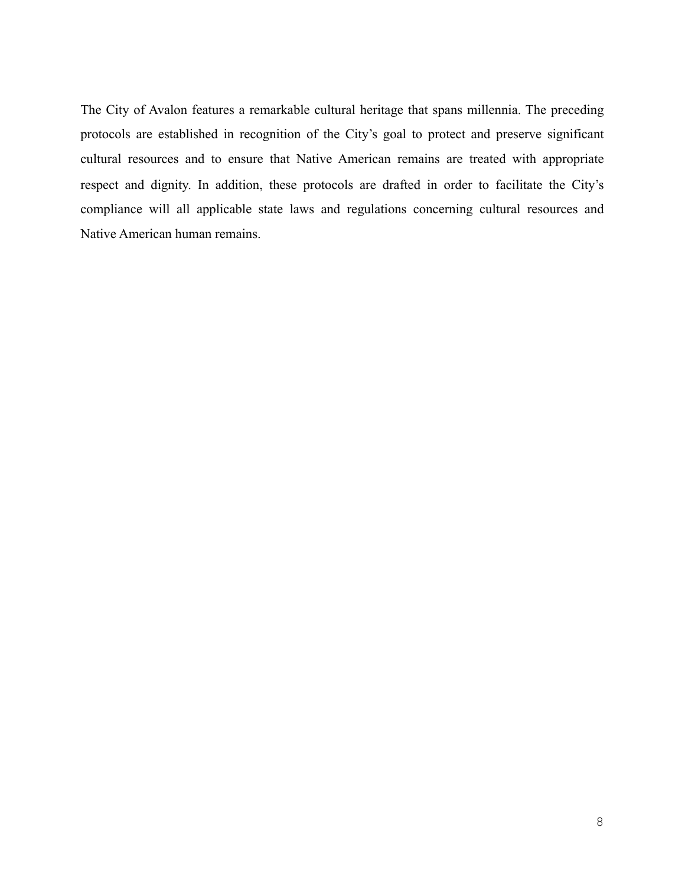The City of Avalon features a remarkable cultural heritage that spans millennia. The preceding protocols are established in recognition of the City's goal to protect and preserve significant cultural resources and to ensure that Native American remains are treated with appropriate respect and dignity. In addition, these protocols are drafted in order to facilitate the City's compliance will all applicable state laws and regulations concerning cultural resources and Native American human remains.